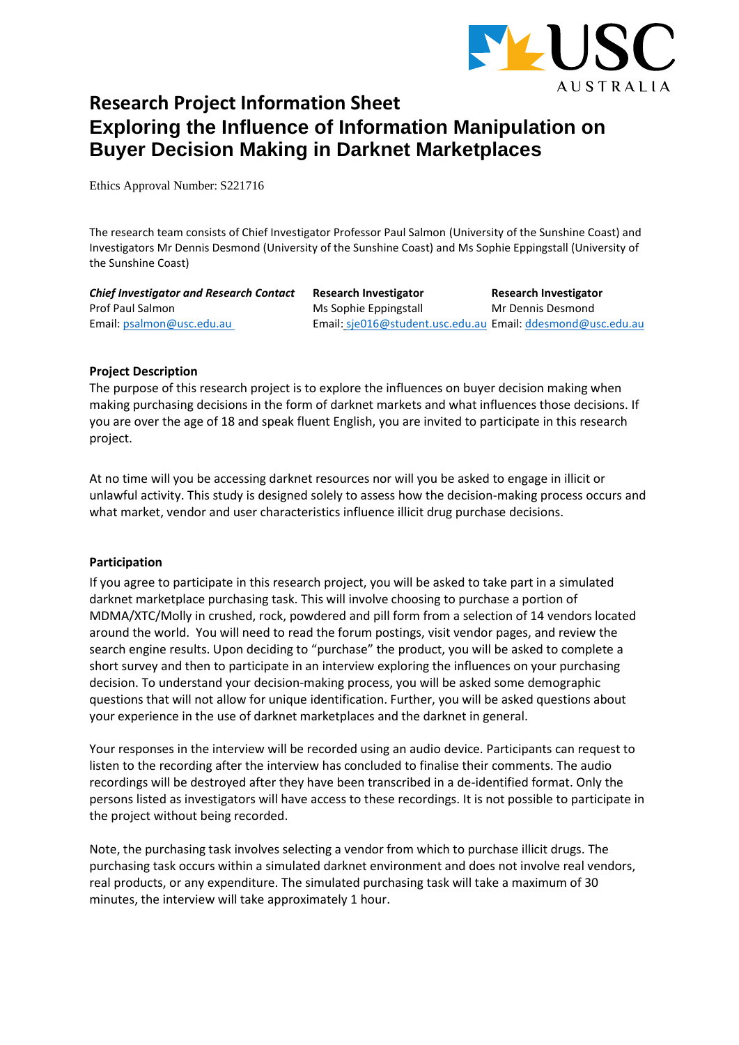// Research Project Information Sheet
# Exploring the Influence of Information Manipulation on Buyer Decision Making in Darknet Marketplaces

Ethics Approval Number: S221716

The research team consists of Chief Investigator Professor Paul Salmon (University of the Sunshine Coast) and Investigators Mr Dennis Desmond (University of the Sunshine Coast) and Ms Sophie Eppingstall (University of the Sunshine Coast)

| ***Chief Investigator and Research Contact*** | **Research Investigator** | **Research Investigator** |
|---|---|---|
| Prof Paul Salmon | Ms Sophie Eppingstall | Mr Dennis Desmond |
| Email: psalmon@usc.edu.au | Email: sje016@student.usc.edu.au | Email: ddesmond@usc.edu.au |

**Project Description**

The purpose of this research project is to explore the influences on buyer decision making when making purchasing decisions in the form of darknet markets and what influences those decisions. If you are over the age of 18 and speak fluent English, you are invited to participate in this research project.

At no time will you be accessing darknet resources nor will you be asked to engage in illicit or unlawful activity. This study is designed solely to assess how the decision-making process occurs and what market, vendor and user characteristics influence illicit drug purchase decisions.

**Participation**

If you agree to participate in this research project, you will be asked to take part in a simulated darknet marketplace purchasing task. This will involve choosing to purchase a portion of MDMA/XTC/Molly in crushed, rock, powdered and pill form from a selection of 14 vendors located around the world. You will need to read the forum postings, visit vendor pages, and review the search engine results. Upon deciding to "purchase" the product, you will be asked to complete a short survey and then to participate in an interview exploring the influences on your purchasing decision. To understand your decision-making process, you will be asked some demographic questions that will not allow for unique identification. Further, you will be asked questions about your experience in the use of darknet marketplaces and the darknet in general.

Your responses in the interview will be recorded using an audio device. Participants can request to listen to the recording after the interview has concluded to finalise their comments. The audio recordings will be destroyed after they have been transcribed in a de-identified format. Only the persons listed as investigators will have access to these recordings. It is not possible to participate in the project without being recorded.

Note, the purchasing task involves selecting a vendor from which to purchase illicit drugs. The purchasing task occurs within a simulated darknet environment and does not involve real vendors, real products, or any expenditure. The simulated purchasing task will take a maximum of 30 minutes, the interview will take approximately 1 hour.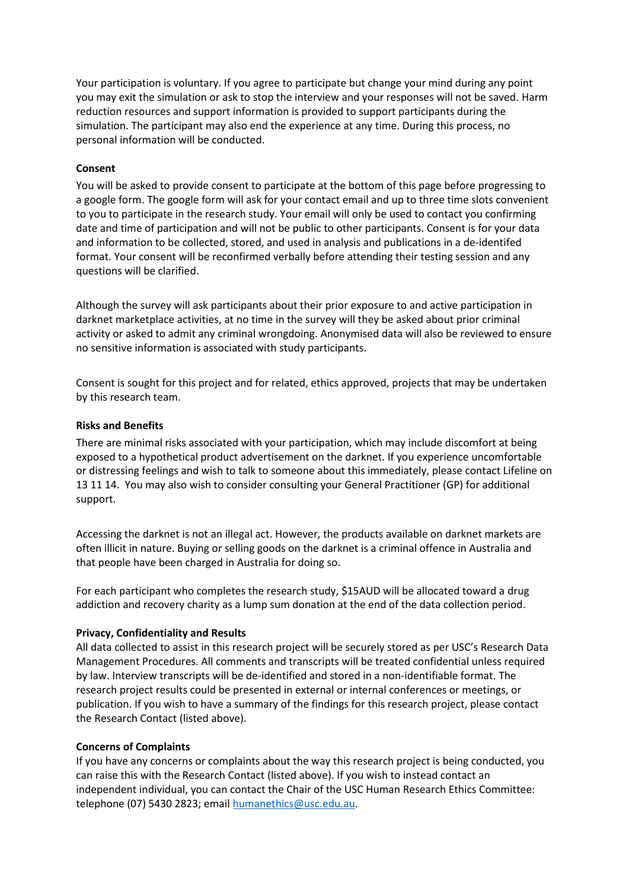Your participation is voluntary. If you agree to participate but change your mind during any point you may exit the simulation or ask to stop the interview and your responses will not be saved. Harm reduction resources and support information is provided to support participants during the simulation. The participant may also end the experience at any time. During this process, no personal information will be conducted.

**Consent**

You will be asked to provide consent to participate at the bottom of this page before progressing to a google form. The google form will ask for your contact email and up to three time slots convenient to you to participate in the research study. Your email will only be used to contact you confirming date and time of participation and will not be public to other participants. Consent is for your data and information to be collected, stored, and used in analysis and publications in a de-identifed format. Your consent will be reconfirmed verbally before attending their testing session and any questions will be clarified.

Although the survey will ask participants about their prior exposure to and active participation in darknet marketplace activities, at no time in the survey will they be asked about prior criminal activity or asked to admit any criminal wrongdoing. Anonymised data will also be reviewed to ensure no sensitive information is associated with study participants.

Consent is sought for this project and for related, ethics approved, projects that may be undertaken by this research team.

**Risks and Benefits**

There are minimal risks associated with your participation, which may include discomfort at being exposed to a hypothetical product advertisement on the darknet. If you experience uncomfortable or distressing feelings and wish to talk to someone about this immediately, please contact Lifeline on 13 11 14. You may also wish to consider consulting your General Practitioner (GP) for additional support.

Accessing the darknet is not an illegal act. However, the products available on darknet markets are often illicit in nature. Buying or selling goods on the darknet is a criminal offence in Australia and that people have been charged in Australia for doing so.

For each participant who completes the research study, $15AUD will be allocated toward a drug addiction and recovery charity as a lump sum donation at the end of the data collection period.

**Privacy, Confidentiality and Results**

All data collected to assist in this research project will be securely stored as per USC's Research Data Management Procedures. All comments and transcripts will be treated confidential unless required by law. Interview transcripts will be de-identified and stored in a non-identifiable format. The research project results could be presented in external or internal conferences or meetings, or publication. If you wish to have a summary of the findings for this research project, please contact the Research Contact (listed above).

**Concerns of Complaints**

If you have any concerns or complaints about the way this research project is being conducted, you can raise this with the Research Contact (listed above). If you wish to instead contact an independent individual, you can contact the Chair of the USC Human Research Ethics Committee: telephone (07) 5430 2823; email humanethics@usc.edu.au.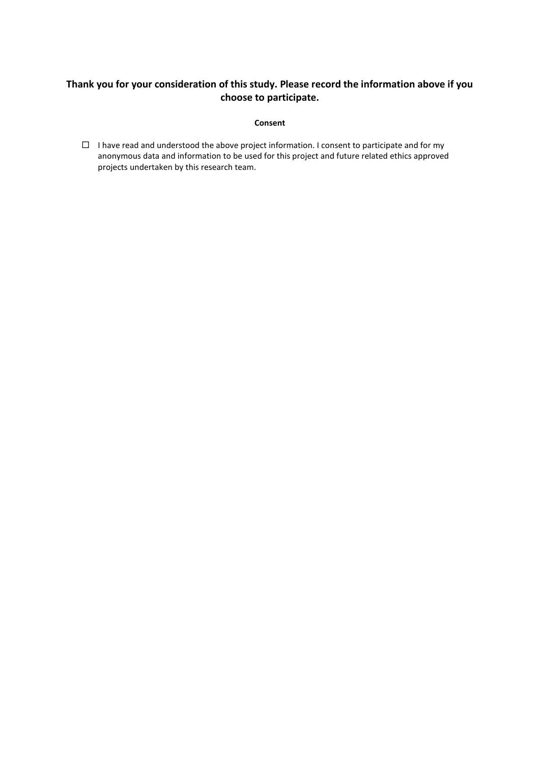**Thank you for your consideration of this study. Please record the information above if you choose to participate.**

**Consent**

☐ I have read and understood the above project information. I consent to participate and for my anonymous data and information to be used for this project and future related ethics approved projects undertaken by this research team.